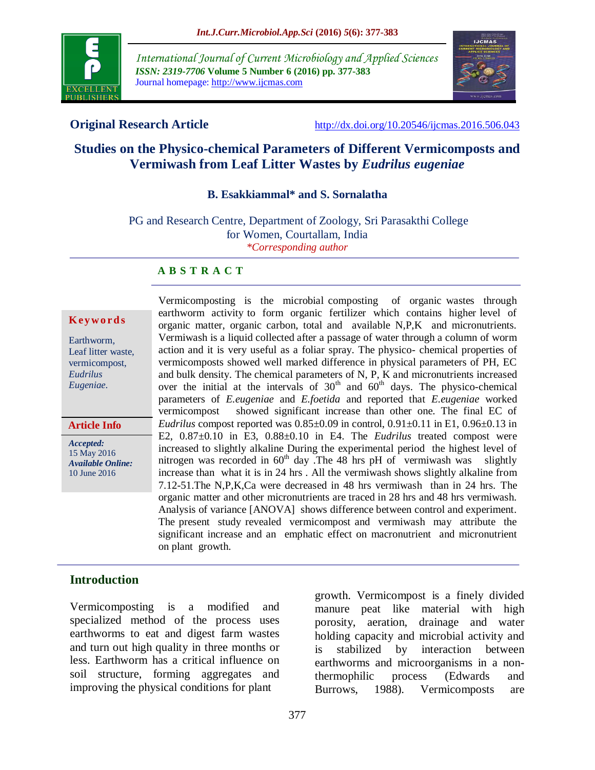**Original Research Article**

http://dx.doi.org/10.20546/ijcmas.2016.506.043

# Studies on the Physico-chemical Parameters of Different Vermicomposts and Vermiwash from Leaf Litter Wastes by *Eudrilus eugeniae*

**B. Esakkiammal\* and S. Sornalatha**

PG and Research Centre, Department of Zoology, Sri Parasakthi College for Women, Courtallam, India

*\*Corresponding author*

**Keywords**

Earthworm, Leaf litter waste, vermicompost, *Eudrilus Eugeniae*.

**Article Info**

***Accepted:*** 15 May 2016

***Available Online:*** 10 June 2016

## A B S T R A C T

Vermicomposting is the microbial composting of organic wastes through earthworm activity to form organic fertilizer which contains higher level of organic matter, organic carbon, total and available N,P,K and micronutrients. Vermiwash is a liquid collected after a passage of water through a column of worm action and it is very useful as a foliar spray. The physico- chemical properties of vermicomposts showed well marked difference in physical parameters of PH, EC and bulk density. The chemical parameters of N, P, K and micronutrients increased over the initial at the intervals of 30$^{th}$ and 60$^{th}$ days. The physico-chemical parameters of *E.eugeniae* and *E.foetida* and reported that *E.eugeniae* worked vermicompost showed significant increase than other one. The final EC of *Eudrilus* compost reported was 0.85±0.09 in control, 0.91±0.11 in E1, 0.96±0.13 in E2, 0.87±0.10 in E3, 0.88±0.10 in E4. The *Eudrilus* treated compost were increased to slightly alkaline During the experimental period the highest level of nitrogen was recorded in 60$^{th}$ day .The 48 hrs pH of vermiwash was slightly increase than what it is in 24 hrs . All the vermiwash shows slightly alkaline from 7.12-51.The N,P,K,Ca were decreased in 48 hrs vermiwash than in 24 hrs. The organic matter and other micronutrients are traced in 28 hrs and 48 hrs vermiwash. Analysis of variance [ANOVA] shows difference between control and experiment. The present study revealed vermicompost and vermiwash may attribute the significant increase and an emphatic effect on macronutrient and micronutrient on plant growth.

## Introduction

Vermicomposting is a modified and specialized method of the process uses earthworms to eat and digest farm wastes and turn out high quality in three months or less. Earthworm has a critical influence on soil structure, forming aggregates and improving the physical conditions for plant growth. Vermicompost is a finely divided manure peat like material with high porosity, aeration, drainage and water holding capacity and microbial activity and is stabilized by interaction between earthworms and microorganisms in a non-thermophilic process (Edwards and Burrows, 1988). Vermicomposts are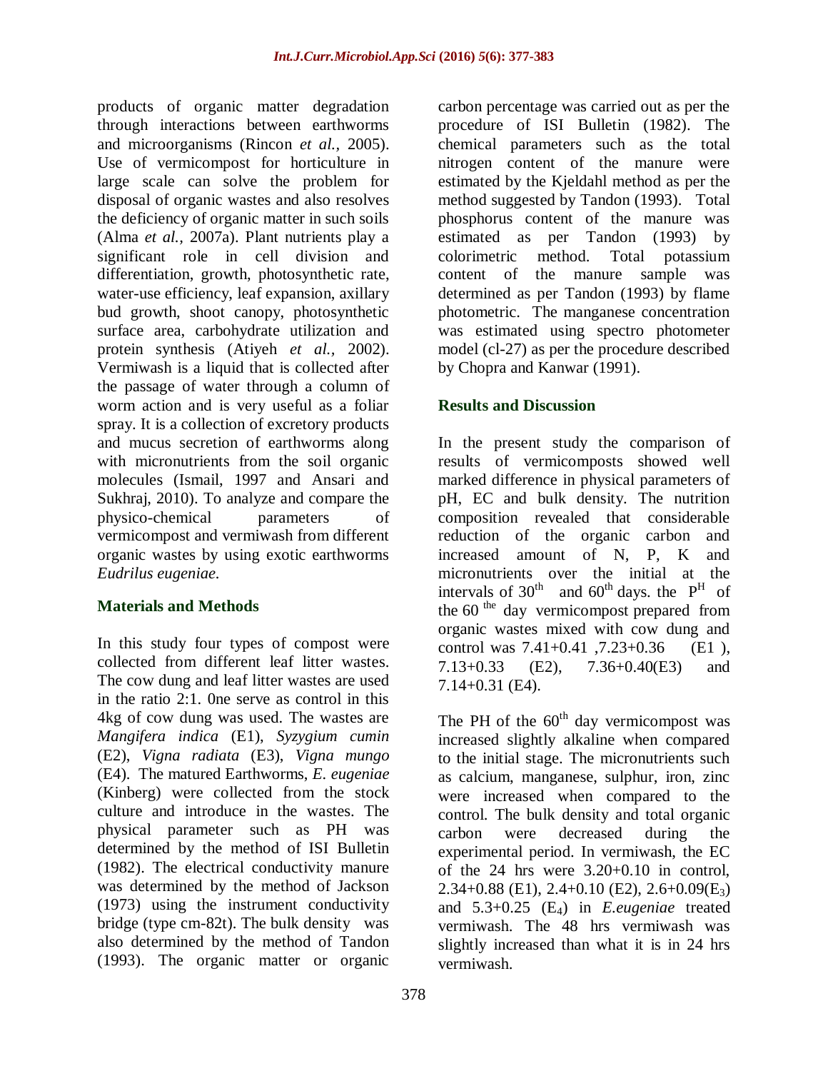products of organic matter degradation through interactions between earthworms and microorganisms (Rincon *et al.*, 2005). Use of vermicompost for horticulture in large scale can solve the problem for disposal of organic wastes and also resolves the deficiency of organic matter in such soils (Alma *et al.*, 2007a). Plant nutrients play a significant role in cell division and differentiation, growth, photosynthetic rate, water-use efficiency, leaf expansion, axillary bud growth, shoot canopy, photosynthetic surface area, carbohydrate utilization and protein synthesis (Atiyeh *et al.*, 2002). Vermiwash is a liquid that is collected after the passage of water through a column of worm action and is very useful as a foliar spray. It is a collection of excretory products and mucus secretion of earthworms along with micronutrients from the soil organic molecules (Ismail, 1997 and Ansari and Sukhraj, 2010). To analyze and compare the physico-chemical parameters of vermicompost and vermiwash from different organic wastes by using exotic earthworms *Eudrilus eugeniae*.

## Materials and Methods

In this study four types of compost were collected from different leaf litter wastes. The cow dung and leaf litter wastes are used in the ratio 2:1. 0ne serve as control in this 4kg of cow dung was used. The wastes are *Mangifera indica* (E1), *Syzygium cumin* (E2), *Vigna radiata* (E3), *Vigna mungo* (E4). The matured Earthworms, *E. eugeniae* (Kinberg) were collected from the stock culture and introduce in the wastes. The physical parameter such as PH was determined by the method of ISI Bulletin (1982). The electrical conductivity manure was determined by the method of Jackson (1973) using the instrument conductivity bridge (type cm-82t). The bulk density was also determined by the method of Tandon (1993). The organic matter or organic carbon percentage was carried out as per the procedure of ISI Bulletin (1982). The chemical parameters such as the total nitrogen content of the manure were estimated by the Kjeldahl method as per the method suggested by Tandon (1993). Total phosphorus content of the manure was estimated as per Tandon (1993) by colorimetric method. Total potassium content of the manure sample was determined as per Tandon (1993) by flame photometric. The manganese concentration was estimated using spectro photometer model (cl-27) as per the procedure described by Chopra and Kanwar (1991).

## Results and Discussion

In the present study the comparison of results of vermicomposts showed well marked difference in physical parameters of pH, EC and bulk density. The nutrition composition revealed that considerable reduction of the organic carbon and increased amount of N, P, K and micronutrients over the initial at the intervals of $30^{th}$ and $60^{th}$ days. the $P^{H}$ of the 60 $^{the}$ day vermicompost prepared from organic wastes mixed with cow dung and control was 7.41+0.41 ,7.23+0.36 (E1 ), 7.13+0.33 (E2), 7.36+0.40(E3) and 7.14+0.31 (E4).

The PH of the $60^{th}$ day vermicompost was increased slightly alkaline when compared to the initial stage. The micronutrients such as calcium, manganese, sulphur, iron, zinc were increased when compared to the control. The bulk density and total organic carbon were decreased during the experimental period. In vermiwash, the EC of the 24 hrs were 3.20+0.10 in control, 2.34+0.88 (E1), 2.4+0.10 (E2), 2.6+0.09($E_3$) and 5.3+0.25 ($E_4$) in *E.eugeniae* treated vermiwash. The 48 hrs vermiwash was slightly increased than what it is in 24 hrs vermiwash.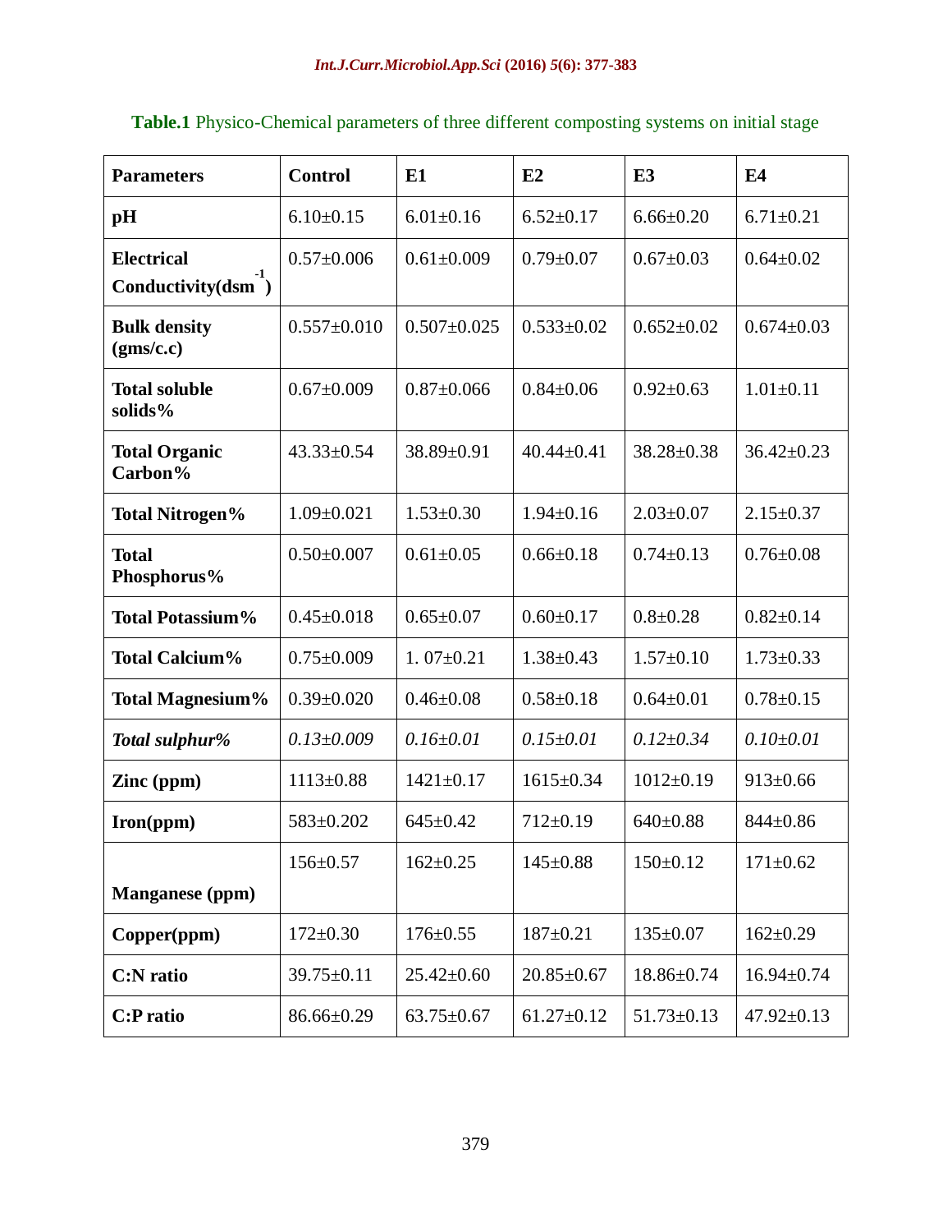**Table.1** Physico-Chemical parameters of three different composting systems on initial stage

| Parameters | Control | E1 | E2 | E3 | E4 |
|---|---|---|---|---|---|
| **pH** | 6.10±0.15 | 6.01±0.16 | 6.52±0.17 | 6.66±0.20 | 6.71±0.21 |
| **Electrical Conductivity($dsm^{-1}$)** | 0.57±0.006 | 0.61±0.009 | 0.79±0.07 | 0.67±0.03 | 0.64±0.02 |
| **Bulk density (gms/c.c)** | 0.557±0.010 | 0.507±0.025 | 0.533±0.02 | 0.652±0.02 | 0.674±0.03 |
| **Total soluble solids%** | 0.67±0.009 | 0.87±0.066 | 0.84±0.06 | 0.92±0.63 | 1.01±0.11 |
| **Total Organic Carbon%** | 43.33±0.54 | 38.89±0.91 | 40.44±0.41 | 38.28±0.38 | 36.42±0.23 |
| **Total Nitrogen%** | 1.09±0.021 | 1.53±0.30 | 1.94±0.16 | 2.03±0.07 | 2.15±0.37 |
| **Total Phosphorus%** | 0.50±0.007 | 0.61±0.05 | 0.66±0.18 | 0.74±0.13 | 0.76±0.08 |
| **Total Potassium%** | 0.45±0.018 | 0.65±0.07 | 0.60±0.17 | 0.8±0.28 | 0.82±0.14 |
| **Total Calcium%** | 0.75±0.009 | 1. 07±0.21 | 1.38±0.43 | 1.57±0.10 | 1.73±0.33 |
| **Total Magnesium%** | 0.39±0.020 | 0.46±0.08 | 0.58±0.18 | 0.64±0.01 | 0.78±0.15 |
| ***Total sulphur%*** | *0.13±0.009* | *0.16±0.01* | *0.15±0.01* | *0.12±0.34* | *0.10±0.01* |
| **Zinc (ppm)** | 1113±0.88 | 1421±0.17 | 1615±0.34 | 1012±0.19 | 913±0.66 |
| **Iron(ppm)** | 583±0.202 | 645±0.42 | 712±0.19 | 640±0.88 | 844±0.86 |
| **Manganese (ppm)** | 156±0.57 | 162±0.25 | 145±0.88 | 150±0.12 | 171±0.62 |
| **Copper(ppm)** | 172±0.30 | 176±0.55 | 187±0.21 | 135±0.07 | 162±0.29 |
| **C:N ratio** | 39.75±0.11 | 25.42±0.60 | 20.85±0.67 | 18.86±0.74 | 16.94±0.74 |
| **C:P ratio** | 86.66±0.29 | 63.75±0.67 | 61.27±0.12 | 51.73±0.13 | 47.92±0.13 |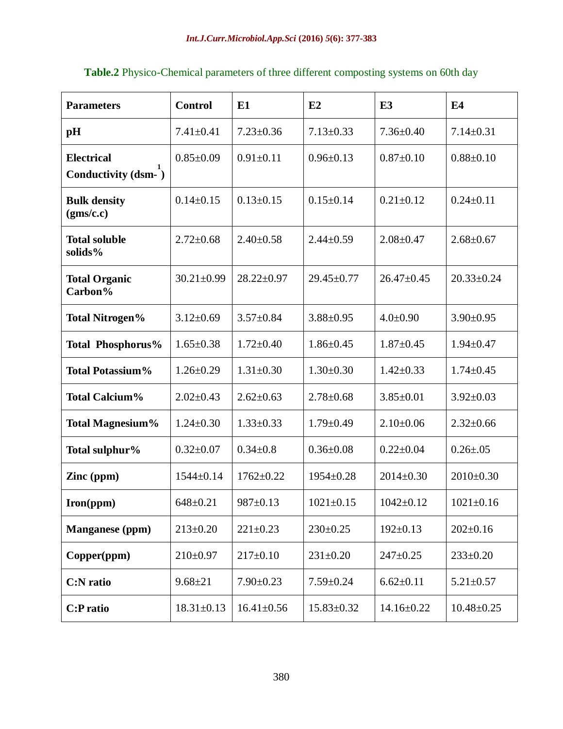**Table.2** Physico-Chemical parameters of three different composting systems on 60th day

| Parameters | Control | E1 | E2 | E3 | E4 |
|---|---|---|---|---|---|
| pH | 7.41±0.41 | 7.23±0.36 | 7.13±0.33 | 7.36±0.40 | 7.14±0.31 |
| Electrical Conductivity ($dsm^{-1}$) | 0.85±0.09 | 0.91±0.11 | 0.96±0.13 | 0.87±0.10 | 0.88±0.10 |
| Bulk density (gms/c.c) | 0.14±0.15 | 0.13±0.15 | 0.15±0.14 | 0.21±0.12 | 0.24±0.11 |
| Total soluble solids% | 2.72±0.68 | 2.40±0.58 | 2.44±0.59 | 2.08±0.47 | 2.68±0.67 |
| Total Organic Carbon% | 30.21±0.99 | 28.22±0.97 | 29.45±0.77 | 26.47±0.45 | 20.33±0.24 |
| Total Nitrogen% | 3.12±0.69 | 3.57±0.84 | 3.88±0.95 | 4.0±0.90 | 3.90±0.95 |
| Total Phosphorus% | 1.65±0.38 | 1.72±0.40 | 1.86±0.45 | 1.87±0.45 | 1.94±0.47 |
| Total Potassium% | 1.26±0.29 | 1.31±0.30 | 1.30±0.30 | 1.42±0.33 | 1.74±0.45 |
| Total Calcium% | 2.02±0.43 | 2.62±0.63 | 2.78±0.68 | 3.85±0.01 | 3.92±0.03 |
| Total Magnesium% | 1.24±0.30 | 1.33±0.33 | 1.79±0.49 | 2.10±0.06 | 2.32±0.66 |
| Total sulphur% | 0.32±0.07 | 0.34±0.8 | 0.36±0.08 | 0.22±0.04 | 0.26±.05 |
| Zinc (ppm) | 1544±0.14 | 1762±0.22 | 1954±0.28 | 2014±0.30 | 2010±0.30 |
| Iron(ppm) | 648±0.21 | 987±0.13 | 1021±0.15 | 1042±0.12 | 1021±0.16 |
| Manganese (ppm) | 213±0.20 | 221±0.23 | 230±0.25 | 192±0.13 | 202±0.16 |
| Copper(ppm) | 210±0.97 | 217±0.10 | 231±0.20 | 247±0.25 | 233±0.20 |
| C:N ratio | 9.68±21 | 7.90±0.23 | 7.59±0.24 | 6.62±0.11 | 5.21±0.57 |
| C:P ratio | 18.31±0.13 | 16.41±0.56 | 15.83±0.32 | 14.16±0.22 | 10.48±0.25 |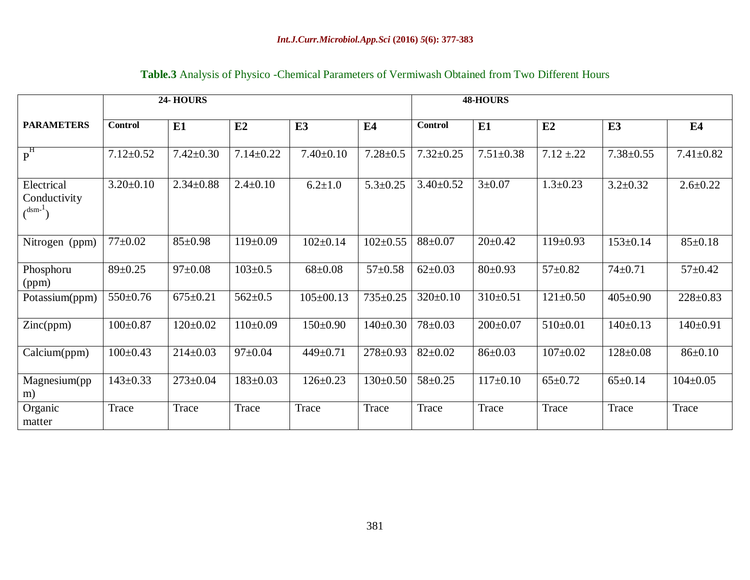**Table.3** Analysis of Physico -Chemical Parameters of Vermiwash Obtained from Two Different Hours

| PARAMETERS | 24- HOURS | | | | | 48-HOURS | | | | |
|---|---|---|---|---|---|---|---|---|---|---|
| | Control | E1 | E2 | E3 | E4 | Control | E1 | E2 | E3 | E4 |
| $P^H$ | 7.12±0.52 | 7.42±0.30 | 7.14±0.22 | 7.40±0.10 | 7.28±0.5 | 7.32±0.25 | 7.51±0.38 | 7.12 ±.22 | 7.38±0.55 | 7.41±0.82 |
| Electrical Conductivity ($^{dsm-1}$) | 3.20±0.10 | 2.34±0.88 | 2.4±0.10 | 6.2±1.0 | 5.3±0.25 | 3.40±0.52 | 3±0.07 | 1.3±0.23 | 3.2±0.32 | 2.6±0.22 |
| Nitrogen (ppm) | 77±0.02 | 85±0.98 | 119±0.09 | 102±0.14 | 102±0.55 | 88±0.07 | 20±0.42 | 119±0.93 | 153±0.14 | 85±0.18 |
| Phosphoru (ppm) | 89±0.25 | 97±0.08 | 103±0.5 | 68±0.08 | 57±0.58 | 62±0.03 | 80±0.93 | 57±0.82 | 74±0.71 | 57±0.42 |
| Potassium(ppm) | 550±0.76 | 675±0.21 | 562±0.5 | 105±00.13 | 735±0.25 | 320±0.10 | 310±0.51 | 121±0.50 | 405±0.90 | 228±0.83 |
| Zinc(ppm) | 100±0.87 | 120±0.02 | 110±0.09 | 150±0.90 | 140±0.30 | 78±0.03 | 200±0.07 | 510±0.01 | 140±0.13 | 140±0.91 |
| Calcium(ppm) | 100±0.43 | 214±0.03 | 97±0.04 | 449±0.71 | 278±0.93 | 82±0.02 | 86±0.03 | 107±0.02 | 128±0.08 | 86±0.10 |
| Magnesium(ppm) | 143±0.33 | 273±0.04 | 183±0.03 | 126±0.23 | 130±0.50 | 58±0.25 | 117±0.10 | 65±0.72 | 65±0.14 | 104±0.05 |
| Organic matter | Trace | Trace | Trace | Trace | Trace | Trace | Trace | Trace | Trace | Trace |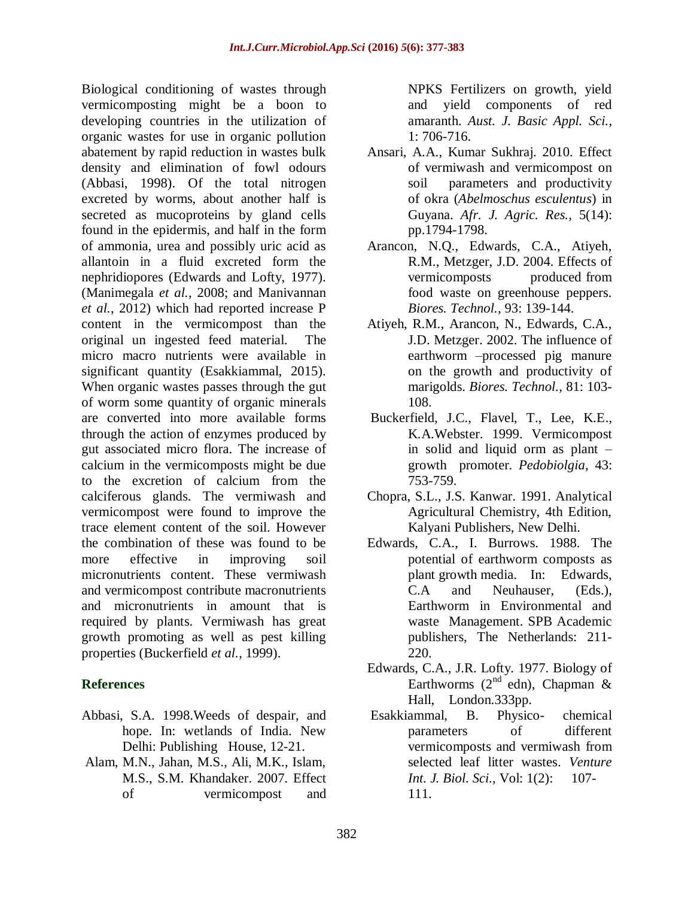Biological conditioning of wastes through vermicomposting might be a boon to developing countries in the utilization of organic wastes for use in organic pollution abatement by rapid reduction in wastes bulk density and elimination of fowl odours (Abbasi, 1998). Of the total nitrogen excreted by worms, about another half is secreted as mucoproteins by gland cells found in the epidermis, and half in the form of ammonia, urea and possibly uric acid as allantoin in a fluid excreted form the nephridiopores (Edwards and Lofty, 1977). (Manimegala *et al.*, 2008; and Manivannan *et al.*, 2012) which had reported increase P content in the vermicompost than the original un ingested feed material. The micro macro nutrients were available in significant quantity (Esakkiammal, 2015). When organic wastes passes through the gut of worm some quantity of organic minerals are converted into more available forms through the action of enzymes produced by gut associated micro flora. The increase of calcium in the vermicomposts might be due to the excretion of calcium from the calciferous glands. The vermiwash and vermicompost were found to improve the trace element content of the soil. However the combination of these was found to be more effective in improving soil micronutrients content. These vermiwash and vermicompost contribute macronutrients and micronutrients in amount that is required by plants. Vermiwash has great growth promoting as well as pest killing properties (Buckerfield *et al.*, 1999).

## References

Abbasi, S.A. 1998.Weeds of despair, and hope. In: wetlands of India. New Delhi: Publishing House, 12-21.

Alam, M.N., Jahan, M.S., Ali, M.K., Islam, M.S., S.M. Khandaker. 2007. Effect of vermicompost and NPKS Fertilizers on growth, yield and yield components of red amaranth. *Aust. J. Basic Appl. Sci.,* 1: 706-716.

Ansari, A.A., Kumar Sukhraj. 2010. Effect of vermiwash and vermicompost on soil parameters and productivity of okra (*Abelmoschus esculentus*) in Guyana. *Afr. J. Agric. Res.,* 5(14): pp.1794-1798.

Arancon, N.Q., Edwards, C.A., Atiyeh, R.M., Metzger, J.D. 2004. Effects of vermicomposts produced from food waste on greenhouse peppers. *Biores. Technol.,* 93: 139-144.

Atiyeh, R.M., Arancon, N., Edwards, C.A., J.D. Metzger. 2002. The influence of earthworm –processed pig manure on the growth and productivity of marigolds. *Biores. Technol.,* 81: 103-108.

Buckerfield, J.C., Flavel, T., Lee, K.E., K.A.Webster. 1999. Vermicompost in solid and liquid orm as plant – growth promoter. *Pedobiolgia,* 43: 753-759.

Chopra, S.L., J.S. Kanwar. 1991. Analytical Agricultural Chemistry, 4th Edition, Kalyani Publishers, New Delhi.

Edwards, C.A., I. Burrows. 1988. The potential of earthworm composts as plant growth media. In: Edwards, C.A and Neuhauser, (Eds.), Earthworm in Environmental and waste Management. SPB Academic publishers, The Netherlands: 211-220.

Edwards, C.A., J.R. Lofty. 1977. Biology of Earthworms (2nd edn), Chapman & Hall, London.333pp.

Esakkiammal, B. Physico- chemical parameters of different vermicomposts and vermiwash from selected leaf litter wastes. *Venture Int. J. Biol. Sci.,* Vol: 1(2): 107-111.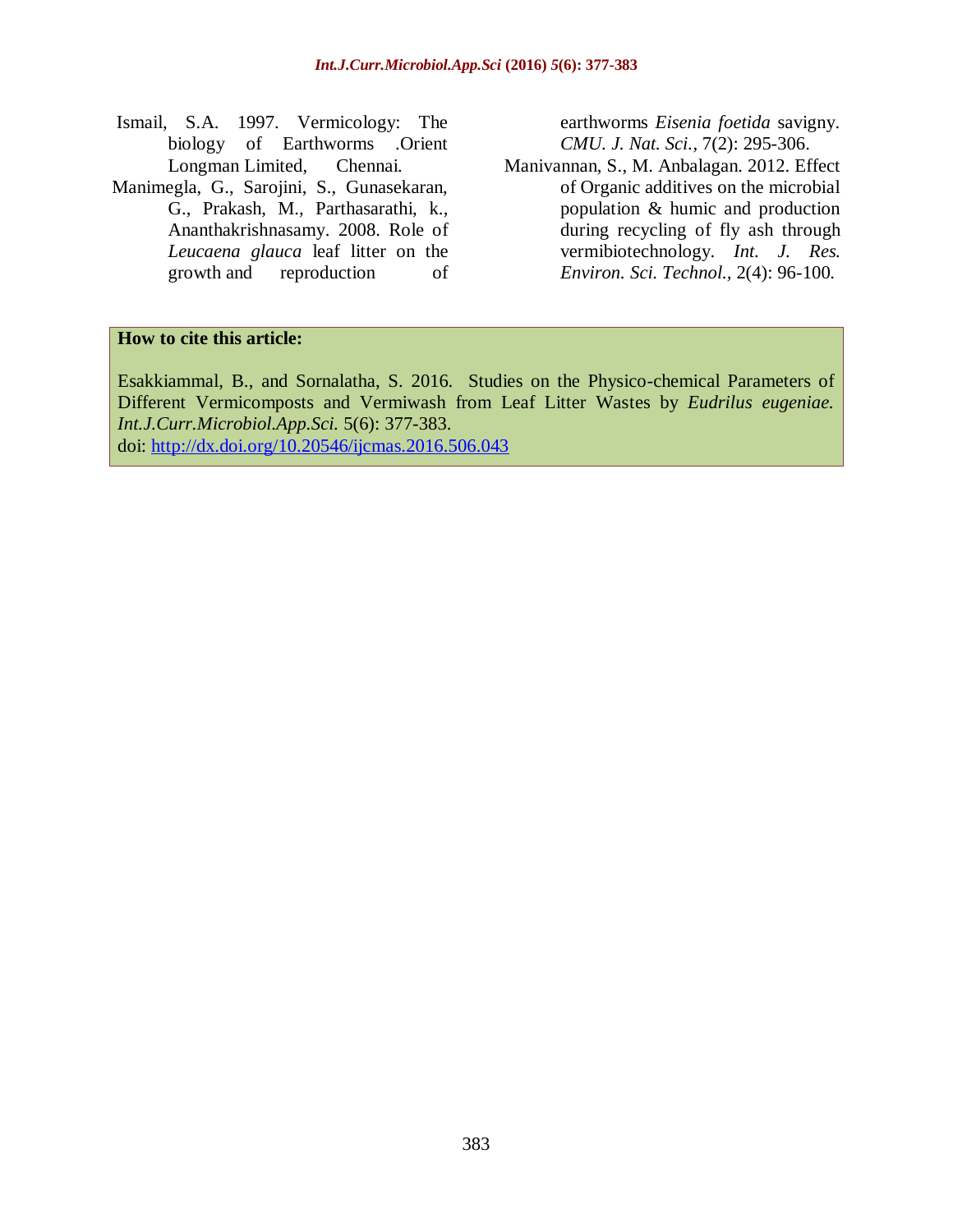Ismail, S.A. 1997. Vermicology: The biology of Earthworms .Orient Longman Limited, Chennai.

Manimegla, G., Sarojini, S., Gunasekaran, G., Prakash, M., Parthasarathi, k., Ananthakrishnasamy. 2008. Role of *Leucaena glauca* leaf litter on the growth and reproduction of earthworms *Eisenia foetida* savigny. *CMU. J. Nat. Sci.*, 7(2): 295-306.

Manivannan, S., M. Anbalagan. 2012. Effect of Organic additives on the microbial population & humic and production during recycling of fly ash through vermibiotechnology. *Int. J. Res. Environ. Sci. Technol.*, 2(4): 96-100.

**How to cite this article:**

Esakkiammal, B., and Sornalatha, S. 2016. Studies on the Physico-chemical Parameters of Different Vermicomposts and Vermiwash from Leaf Litter Wastes by *Eudrilus eugeniae. Int.J.Curr.Microbiol.App.Sci.* 5(6): 377-383.
doi: http://dx.doi.org/10.20546/ijcmas.2016.506.043